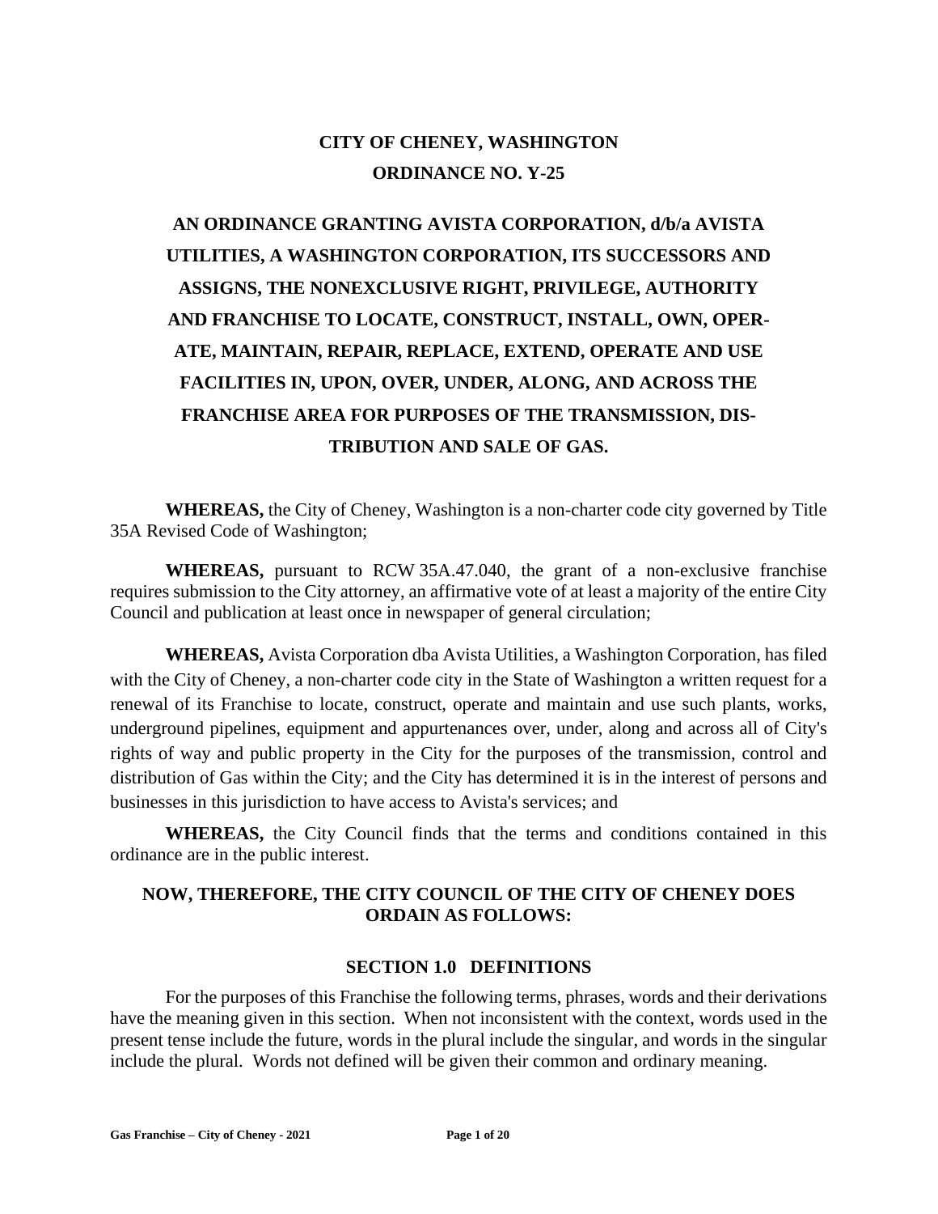# CITY OF CHENEY, WASHINGTON
# ORDINANCE NO. Y-25

## AN ORDINANCE GRANTING AVISTA CORPORATION, d/b/a AVISTA UTILITIES, A WASHINGTON CORPORATION, ITS SUCCESSORS AND ASSIGNS, THE NONEXCLUSIVE RIGHT, PRIVILEGE, AUTHORITY AND FRANCHISE TO LOCATE, CONSTRUCT, INSTALL, OWN, OPERATE, MAINTAIN, REPAIR, REPLACE, EXTEND, OPERATE AND USE FACILITIES IN, UPON, OVER, UNDER, ALONG, AND ACROSS THE FRANCHISE AREA FOR PURPOSES OF THE TRANSMISSION, DISTRIBUTION AND SALE OF GAS.

**WHEREAS,** the City of Cheney, Washington is a non-charter code city governed by Title 35A Revised Code of Washington;

**WHEREAS,** pursuant to RCW 35A.47.040, the grant of a non-exclusive franchise requires submission to the City attorney, an affirmative vote of at least a majority of the entire City Council and publication at least once in newspaper of general circulation;

**WHEREAS,** Avista Corporation dba Avista Utilities, a Washington Corporation, has filed with the City of Cheney, a non-charter code city in the State of Washington a written request for a renewal of its Franchise to locate, construct, operate and maintain and use such plants, works, underground pipelines, equipment and appurtenances over, under, along and across all of City's rights of way and public property in the City for the purposes of the transmission, control and distribution of Gas within the City; and the City has determined it is in the interest of persons and businesses in this jurisdiction to have access to Avista's services; and

**WHEREAS,** the City Council finds that the terms and conditions contained in this ordinance are in the public interest.

**NOW, THEREFORE, THE CITY COUNCIL OF THE CITY OF CHENEY DOES ORDAIN AS FOLLOWS:**

## SECTION 1.0 DEFINITIONS

For the purposes of this Franchise the following terms, phrases, words and their derivations have the meaning given in this section. When not inconsistent with the context, words used in the present tense include the future, words in the plural include the singular, and words in the singular include the plural. Words not defined will be given their common and ordinary meaning.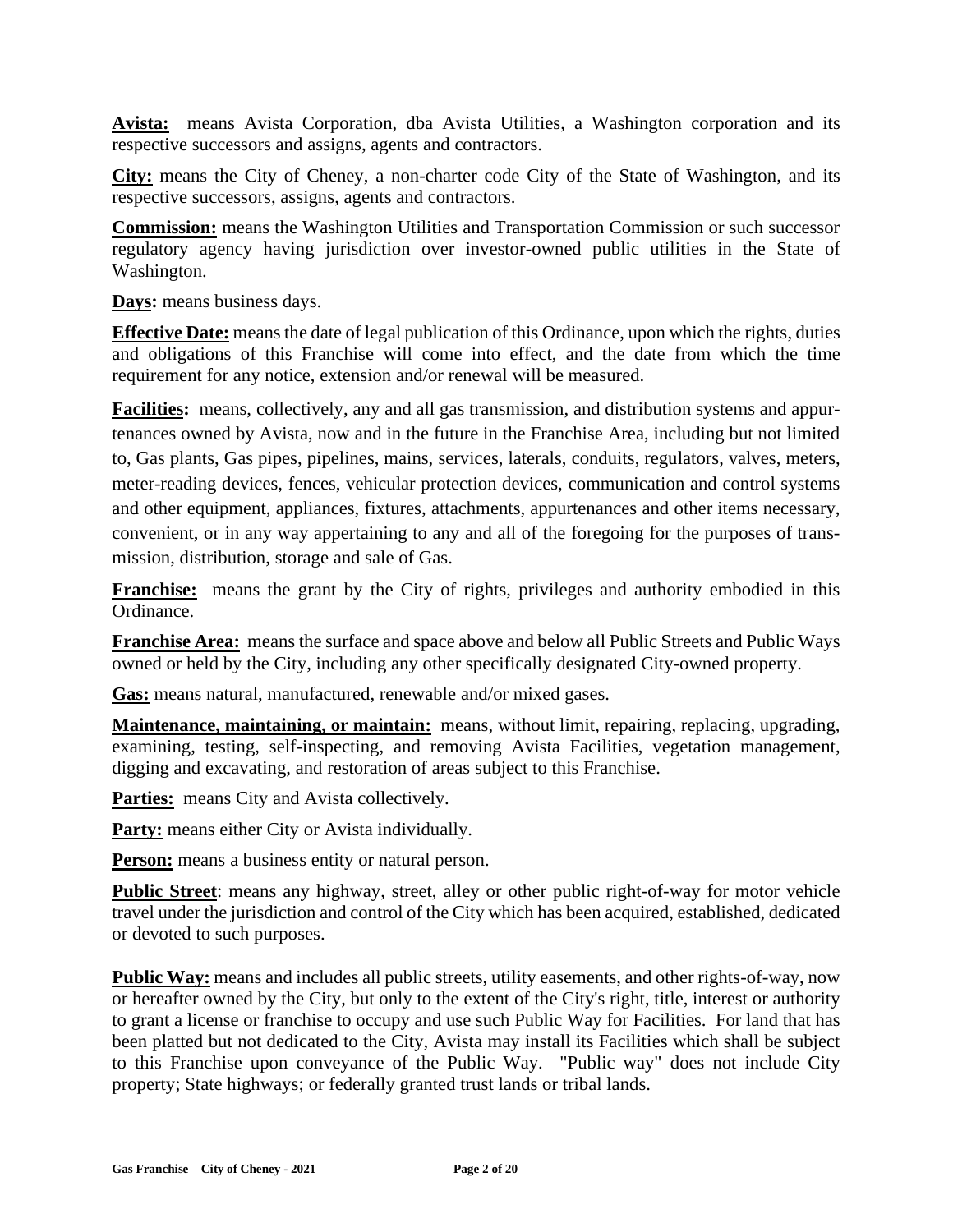**Avista:** means Avista Corporation, dba Avista Utilities, a Washington corporation and its respective successors and assigns, agents and contractors.

**City:** means the City of Cheney, a non-charter code City of the State of Washington, and its respective successors, assigns, agents and contractors.

**Commission:** means the Washington Utilities and Transportation Commission or such successor regulatory agency having jurisdiction over investor-owned public utilities in the State of Washington.

**Days:** means business days.

**Effective Date:** means the date of legal publication of this Ordinance, upon which the rights, duties and obligations of this Franchise will come into effect, and the date from which the time requirement for any notice, extension and/or renewal will be measured.

**Facilities:** means, collectively, any and all gas transmission, and distribution systems and appurtenances owned by Avista, now and in the future in the Franchise Area, including but not limited to, Gas plants, Gas pipes, pipelines, mains, services, laterals, conduits, regulators, valves, meters, meter-reading devices, fences, vehicular protection devices, communication and control systems and other equipment, appliances, fixtures, attachments, appurtenances and other items necessary, convenient, or in any way appertaining to any and all of the foregoing for the purposes of transmission, distribution, storage and sale of Gas.

**Franchise:** means the grant by the City of rights, privileges and authority embodied in this Ordinance.

**Franchise Area:** means the surface and space above and below all Public Streets and Public Ways owned or held by the City, including any other specifically designated City-owned property.

**Gas:** means natural, manufactured, renewable and/or mixed gases.

**Maintenance, maintaining, or maintain:** means, without limit, repairing, replacing, upgrading, examining, testing, self-inspecting, and removing Avista Facilities, vegetation management, digging and excavating, and restoration of areas subject to this Franchise.

**Parties:** means City and Avista collectively.

**Party:** means either City or Avista individually.

**Person:** means a business entity or natural person.

**Public Street**: means any highway, street, alley or other public right-of-way for motor vehicle travel under the jurisdiction and control of the City which has been acquired, established, dedicated or devoted to such purposes.

**Public Way:** means and includes all public streets, utility easements, and other rights-of-way, now or hereafter owned by the City, but only to the extent of the City's right, title, interest or authority to grant a license or franchise to occupy and use such Public Way for Facilities. For land that has been platted but not dedicated to the City, Avista may install its Facilities which shall be subject to this Franchise upon conveyance of the Public Way. "Public way" does not include City property; State highways; or federally granted trust lands or tribal lands.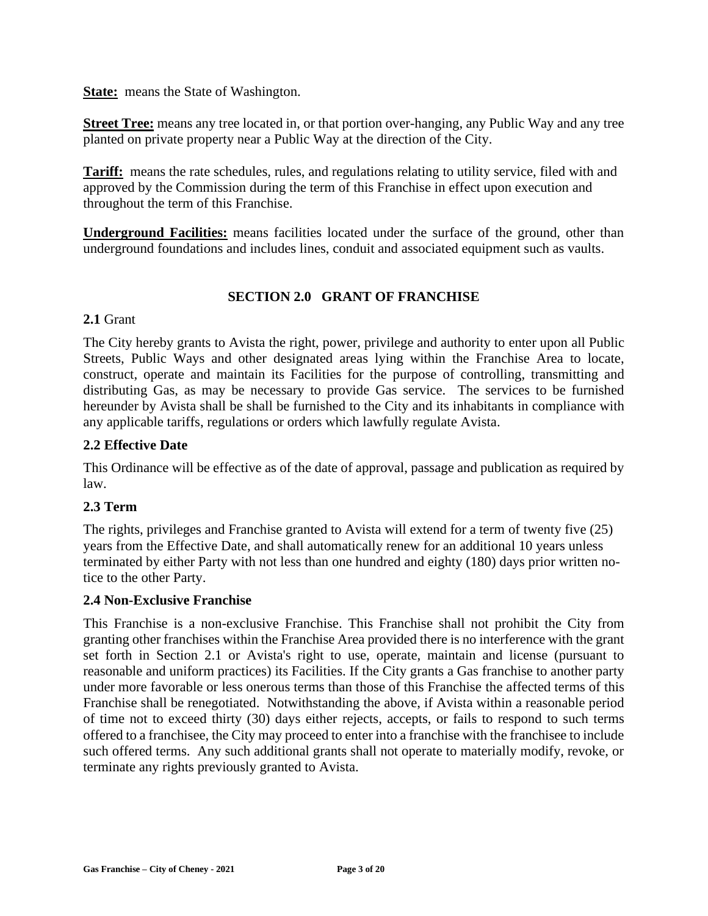**State:** means the State of Washington.

**Street Tree:** means any tree located in, or that portion over-hanging, any Public Way and any tree planted on private property near a Public Way at the direction of the City.

**Tariff:** means the rate schedules, rules, and regulations relating to utility service, filed with and approved by the Commission during the term of this Franchise in effect upon execution and throughout the term of this Franchise.

**Underground Facilities:** means facilities located under the surface of the ground, other than underground foundations and includes lines, conduit and associated equipment such as vaults.

## SECTION 2.0 GRANT OF FRANCHISE

**2.1** Grant

The City hereby grants to Avista the right, power, privilege and authority to enter upon all Public Streets, Public Ways and other designated areas lying within the Franchise Area to locate, construct, operate and maintain its Facilities for the purpose of controlling, transmitting and distributing Gas, as may be necessary to provide Gas service. The services to be furnished hereunder by Avista shall be shall be furnished to the City and its inhabitants in compliance with any applicable tariffs, regulations or orders which lawfully regulate Avista.

### 2.2 Effective Date

This Ordinance will be effective as of the date of approval, passage and publication as required by law.

### 2.3 Term

The rights, privileges and Franchise granted to Avista will extend for a term of twenty five (25) years from the Effective Date, and shall automatically renew for an additional 10 years unless terminated by either Party with not less than one hundred and eighty (180) days prior written notice to the other Party.

### 2.4 Non-Exclusive Franchise

This Franchise is a non-exclusive Franchise. This Franchise shall not prohibit the City from granting other franchises within the Franchise Area provided there is no interference with the grant set forth in Section 2.1 or Avista's right to use, operate, maintain and license (pursuant to reasonable and uniform practices) its Facilities. If the City grants a Gas franchise to another party under more favorable or less onerous terms than those of this Franchise the affected terms of this Franchise shall be renegotiated. Notwithstanding the above, if Avista within a reasonable period of time not to exceed thirty (30) days either rejects, accepts, or fails to respond to such terms offered to a franchisee, the City may proceed to enter into a franchise with the franchisee to include such offered terms. Any such additional grants shall not operate to materially modify, revoke, or terminate any rights previously granted to Avista.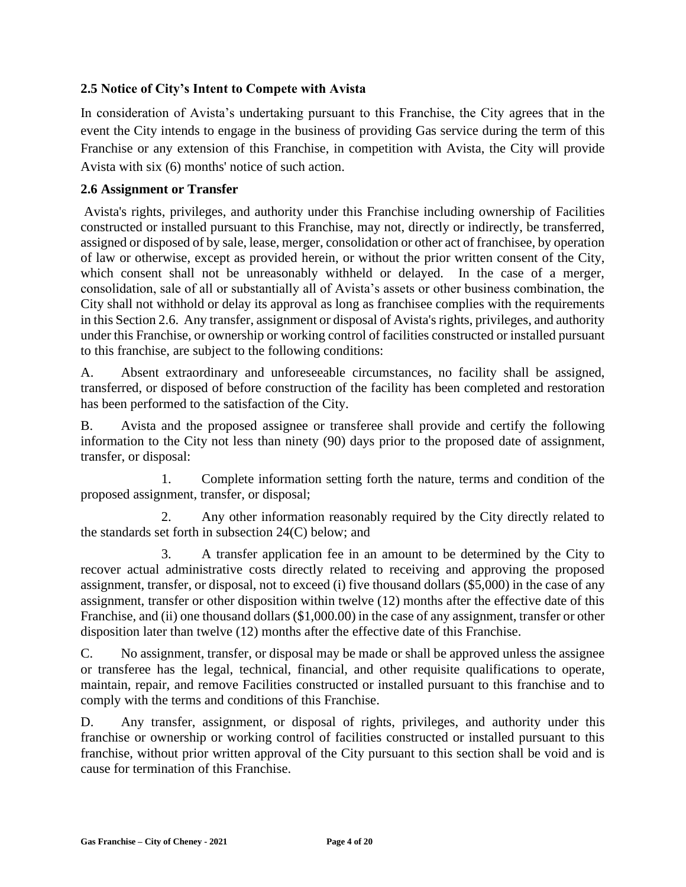### 2.5 Notice of City's Intent to Compete with Avista

In consideration of Avista's undertaking pursuant to this Franchise, the City agrees that in the event the City intends to engage in the business of providing Gas service during the term of this Franchise or any extension of this Franchise, in competition with Avista, the City will provide Avista with six (6) months' notice of such action.

### 2.6 Assignment or Transfer

Avista's rights, privileges, and authority under this Franchise including ownership of Facilities constructed or installed pursuant to this Franchise, may not, directly or indirectly, be transferred, assigned or disposed of by sale, lease, merger, consolidation or other act of franchisee, by operation of law or otherwise, except as provided herein, or without the prior written consent of the City, which consent shall not be unreasonably withheld or delayed. In the case of a merger, consolidation, sale of all or substantially all of Avista's assets or other business combination, the City shall not withhold or delay its approval as long as franchisee complies with the requirements in this Section 2.6. Any transfer, assignment or disposal of Avista's rights, privileges, and authority under this Franchise, or ownership or working control of facilities constructed or installed pursuant to this franchise, are subject to the following conditions:

A. Absent extraordinary and unforeseeable circumstances, no facility shall be assigned, transferred, or disposed of before construction of the facility has been completed and restoration has been performed to the satisfaction of the City.

B. Avista and the proposed assignee or transferee shall provide and certify the following information to the City not less than ninety (90) days prior to the proposed date of assignment, transfer, or disposal:

1. Complete information setting forth the nature, terms and condition of the proposed assignment, transfer, or disposal;

2. Any other information reasonably required by the City directly related to the standards set forth in subsection 24(C) below; and

3. A transfer application fee in an amount to be determined by the City to recover actual administrative costs directly related to receiving and approving the proposed assignment, transfer, or disposal, not to exceed (i) five thousand dollars ($5,000) in the case of any assignment, transfer or other disposition within twelve (12) months after the effective date of this Franchise, and (ii) one thousand dollars ($1,000.00) in the case of any assignment, transfer or other disposition later than twelve (12) months after the effective date of this Franchise.

C. No assignment, transfer, or disposal may be made or shall be approved unless the assignee or transferee has the legal, technical, financial, and other requisite qualifications to operate, maintain, repair, and remove Facilities constructed or installed pursuant to this franchise and to comply with the terms and conditions of this Franchise.

D. Any transfer, assignment, or disposal of rights, privileges, and authority under this franchise or ownership or working control of facilities constructed or installed pursuant to this franchise, without prior written approval of the City pursuant to this section shall be void and is cause for termination of this Franchise.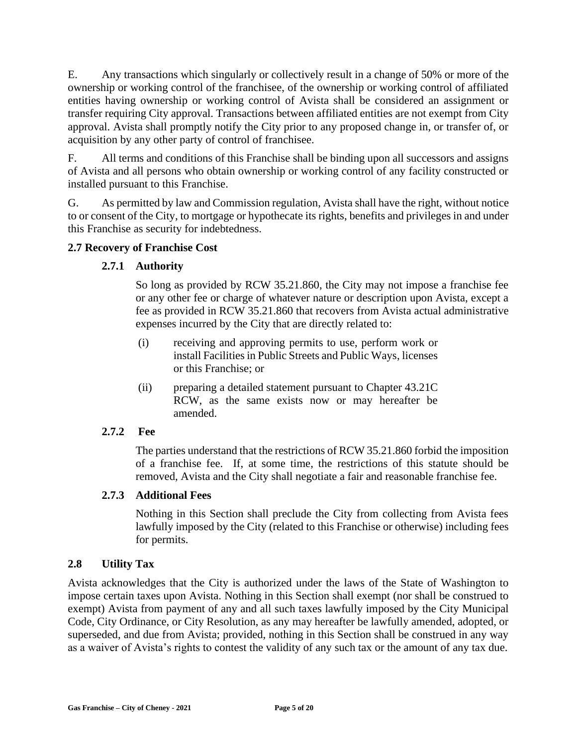E. Any transactions which singularly or collectively result in a change of 50% or more of the ownership or working control of the franchisee, of the ownership or working control of affiliated entities having ownership or working control of Avista shall be considered an assignment or transfer requiring City approval. Transactions between affiliated entities are not exempt from City approval. Avista shall promptly notify the City prior to any proposed change in, or transfer of, or acquisition by any other party of control of franchisee.

F. All terms and conditions of this Franchise shall be binding upon all successors and assigns of Avista and all persons who obtain ownership or working control of any facility constructed or installed pursuant to this Franchise.

G. As permitted by law and Commission regulation, Avista shall have the right, without notice to or consent of the City, to mortgage or hypothecate its rights, benefits and privileges in and under this Franchise as security for indebtedness.

**2.7 Recovery of Franchise Cost**

**2.7.1 Authority**

So long as provided by RCW 35.21.860, the City may not impose a franchise fee or any other fee or charge of whatever nature or description upon Avista, except a fee as provided in RCW 35.21.860 that recovers from Avista actual administrative expenses incurred by the City that are directly related to:

(i) receiving and approving permits to use, perform work or install Facilities in Public Streets and Public Ways, licenses or this Franchise; or

(ii) preparing a detailed statement pursuant to Chapter 43.21C RCW, as the same exists now or may hereafter be amended.

**2.7.2 Fee**

The parties understand that the restrictions of RCW 35.21.860 forbid the imposition of a franchise fee. If, at some time, the restrictions of this statute should be removed, Avista and the City shall negotiate a fair and reasonable franchise fee.

**2.7.3 Additional Fees**

Nothing in this Section shall preclude the City from collecting from Avista fees lawfully imposed by the City (related to this Franchise or otherwise) including fees for permits.

**2.8 Utility Tax**

Avista acknowledges that the City is authorized under the laws of the State of Washington to impose certain taxes upon Avista. Nothing in this Section shall exempt (nor shall be construed to exempt) Avista from payment of any and all such taxes lawfully imposed by the City Municipal Code, City Ordinance, or City Resolution, as any may hereafter be lawfully amended, adopted, or superseded, and due from Avista; provided, nothing in this Section shall be construed in any way as a waiver of Avista's rights to contest the validity of any such tax or the amount of any tax due.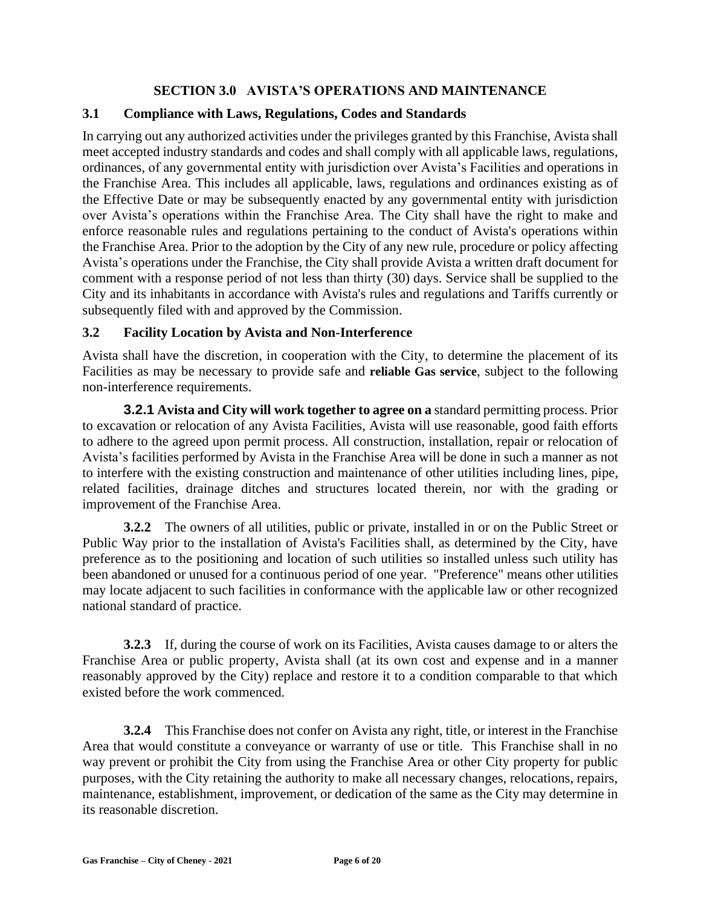## SECTION 3.0 AVISTA'S OPERATIONS AND MAINTENANCE

### 3.1 Compliance with Laws, Regulations, Codes and Standards

In carrying out any authorized activities under the privileges granted by this Franchise, Avista shall meet accepted industry standards and codes and shall comply with all applicable laws, regulations, ordinances, of any governmental entity with jurisdiction over Avista's Facilities and operations in the Franchise Area. This includes all applicable, laws, regulations and ordinances existing as of the Effective Date or may be subsequently enacted by any governmental entity with jurisdiction over Avista's operations within the Franchise Area. The City shall have the right to make and enforce reasonable rules and regulations pertaining to the conduct of Avista's operations within the Franchise Area. Prior to the adoption by the City of any new rule, procedure or policy affecting Avista's operations under the Franchise, the City shall provide Avista a written draft document for comment with a response period of not less than thirty (30) days. Service shall be supplied to the City and its inhabitants in accordance with Avista's rules and regulations and Tariffs currently or subsequently filed with and approved by the Commission.

### 3.2 Facility Location by Avista and Non-Interference

Avista shall have the discretion, in cooperation with the City, to determine the placement of its Facilities as may be necessary to provide safe and **reliable Gas service**, subject to the following non-interference requirements.

**3.2.1 Avista and City will work together to agree on a** standard permitting process. Prior to excavation or relocation of any Avista Facilities, Avista will use reasonable, good faith efforts to adhere to the agreed upon permit process. All construction, installation, repair or relocation of Avista's facilities performed by Avista in the Franchise Area will be done in such a manner as not to interfere with the existing construction and maintenance of other utilities including lines, pipe, related facilities, drainage ditches and structures located therein, nor with the grading or improvement of the Franchise Area.

**3.2.2** The owners of all utilities, public or private, installed in or on the Public Street or Public Way prior to the installation of Avista's Facilities shall, as determined by the City, have preference as to the positioning and location of such utilities so installed unless such utility has been abandoned or unused for a continuous period of one year. "Preference" means other utilities may locate adjacent to such facilities in conformance with the applicable law or other recognized national standard of practice.

**3.2.3** If, during the course of work on its Facilities, Avista causes damage to or alters the Franchise Area or public property, Avista shall (at its own cost and expense and in a manner reasonably approved by the City) replace and restore it to a condition comparable to that which existed before the work commenced.

**3.2.4** This Franchise does not confer on Avista any right, title, or interest in the Franchise Area that would constitute a conveyance or warranty of use or title. This Franchise shall in no way prevent or prohibit the City from using the Franchise Area or other City property for public purposes, with the City retaining the authority to make all necessary changes, relocations, repairs, maintenance, establishment, improvement, or dedication of the same as the City may determine in its reasonable discretion.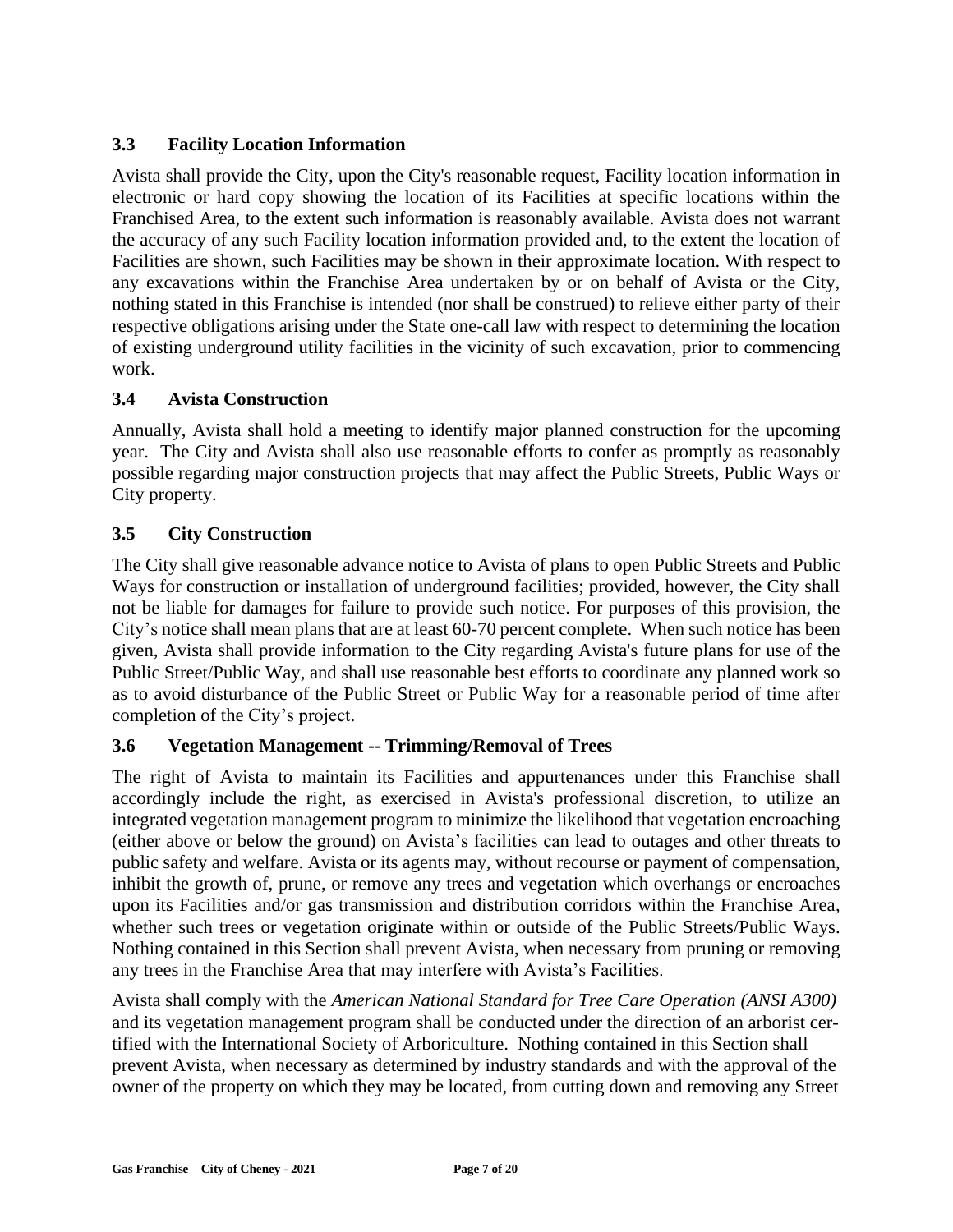### 3.3 Facility Location Information

Avista shall provide the City, upon the City's reasonable request, Facility location information in electronic or hard copy showing the location of its Facilities at specific locations within the Franchised Area, to the extent such information is reasonably available. Avista does not warrant the accuracy of any such Facility location information provided and, to the extent the location of Facilities are shown, such Facilities may be shown in their approximate location. With respect to any excavations within the Franchise Area undertaken by or on behalf of Avista or the City, nothing stated in this Franchise is intended (nor shall be construed) to relieve either party of their respective obligations arising under the State one-call law with respect to determining the location of existing underground utility facilities in the vicinity of such excavation, prior to commencing work.

### 3.4 Avista Construction

Annually, Avista shall hold a meeting to identify major planned construction for the upcoming year. The City and Avista shall also use reasonable efforts to confer as promptly as reasonably possible regarding major construction projects that may affect the Public Streets, Public Ways or City property.

### 3.5 City Construction

The City shall give reasonable advance notice to Avista of plans to open Public Streets and Public Ways for construction or installation of underground facilities; provided, however, the City shall not be liable for damages for failure to provide such notice. For purposes of this provision, the City's notice shall mean plans that are at least 60-70 percent complete. When such notice has been given, Avista shall provide information to the City regarding Avista's future plans for use of the Public Street/Public Way, and shall use reasonable best efforts to coordinate any planned work so as to avoid disturbance of the Public Street or Public Way for a reasonable period of time after completion of the City's project.

### 3.6 Vegetation Management -- Trimming/Removal of Trees

The right of Avista to maintain its Facilities and appurtenances under this Franchise shall accordingly include the right, as exercised in Avista's professional discretion, to utilize an integrated vegetation management program to minimize the likelihood that vegetation encroaching (either above or below the ground) on Avista's facilities can lead to outages and other threats to public safety and welfare. Avista or its agents may, without recourse or payment of compensation, inhibit the growth of, prune, or remove any trees and vegetation which overhangs or encroaches upon its Facilities and/or gas transmission and distribution corridors within the Franchise Area, whether such trees or vegetation originate within or outside of the Public Streets/Public Ways. Nothing contained in this Section shall prevent Avista, when necessary from pruning or removing any trees in the Franchise Area that may interfere with Avista's Facilities.

Avista shall comply with the *American National Standard for Tree Care Operation (ANSI A300)* and its vegetation management program shall be conducted under the direction of an arborist certified with the International Society of Arboriculture. Nothing contained in this Section shall prevent Avista, when necessary as determined by industry standards and with the approval of the owner of the property on which they may be located, from cutting down and removing any Street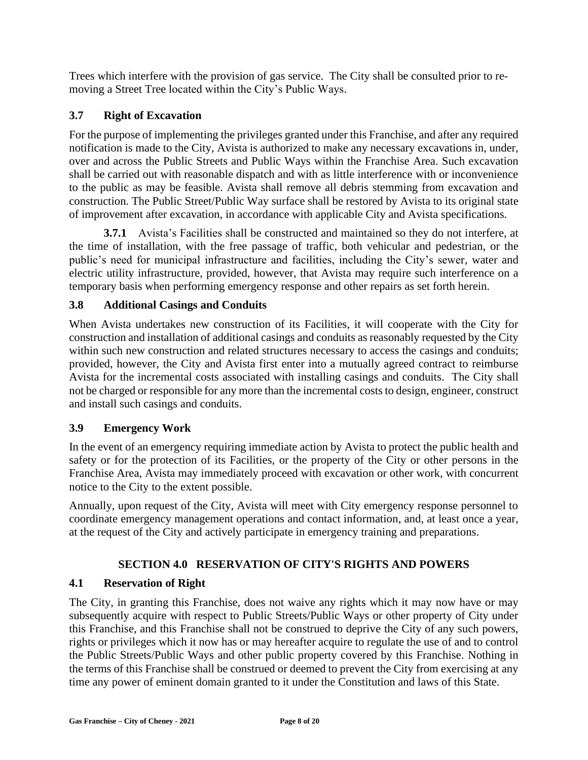Trees which interfere with the provision of gas service. The City shall be consulted prior to removing a Street Tree located within the City's Public Ways.

### 3.7 Right of Excavation

For the purpose of implementing the privileges granted under this Franchise, and after any required notification is made to the City, Avista is authorized to make any necessary excavations in, under, over and across the Public Streets and Public Ways within the Franchise Area. Such excavation shall be carried out with reasonable dispatch and with as little interference with or inconvenience to the public as may be feasible. Avista shall remove all debris stemming from excavation and construction. The Public Street/Public Way surface shall be restored by Avista to its original state of improvement after excavation, in accordance with applicable City and Avista specifications.

**3.7.1** Avista's Facilities shall be constructed and maintained so they do not interfere, at the time of installation, with the free passage of traffic, both vehicular and pedestrian, or the public's need for municipal infrastructure and facilities, including the City's sewer, water and electric utility infrastructure, provided, however, that Avista may require such interference on a temporary basis when performing emergency response and other repairs as set forth herein.

### 3.8 Additional Casings and Conduits

When Avista undertakes new construction of its Facilities, it will cooperate with the City for construction and installation of additional casings and conduits as reasonably requested by the City within such new construction and related structures necessary to access the casings and conduits; provided, however, the City and Avista first enter into a mutually agreed contract to reimburse Avista for the incremental costs associated with installing casings and conduits. The City shall not be charged or responsible for any more than the incremental costs to design, engineer, construct and install such casings and conduits.

### 3.9 Emergency Work

In the event of an emergency requiring immediate action by Avista to protect the public health and safety or for the protection of its Facilities, or the property of the City or other persons in the Franchise Area, Avista may immediately proceed with excavation or other work, with concurrent notice to the City to the extent possible.

Annually, upon request of the City, Avista will meet with City emergency response personnel to coordinate emergency management operations and contact information, and, at least once a year, at the request of the City and actively participate in emergency training and preparations.

## SECTION 4.0 RESERVATION OF CITY'S RIGHTS AND POWERS

### 4.1 Reservation of Right

The City, in granting this Franchise, does not waive any rights which it may now have or may subsequently acquire with respect to Public Streets/Public Ways or other property of City under this Franchise, and this Franchise shall not be construed to deprive the City of any such powers, rights or privileges which it now has or may hereafter acquire to regulate the use of and to control the Public Streets/Public Ways and other public property covered by this Franchise. Nothing in the terms of this Franchise shall be construed or deemed to prevent the City from exercising at any time any power of eminent domain granted to it under the Constitution and laws of this State.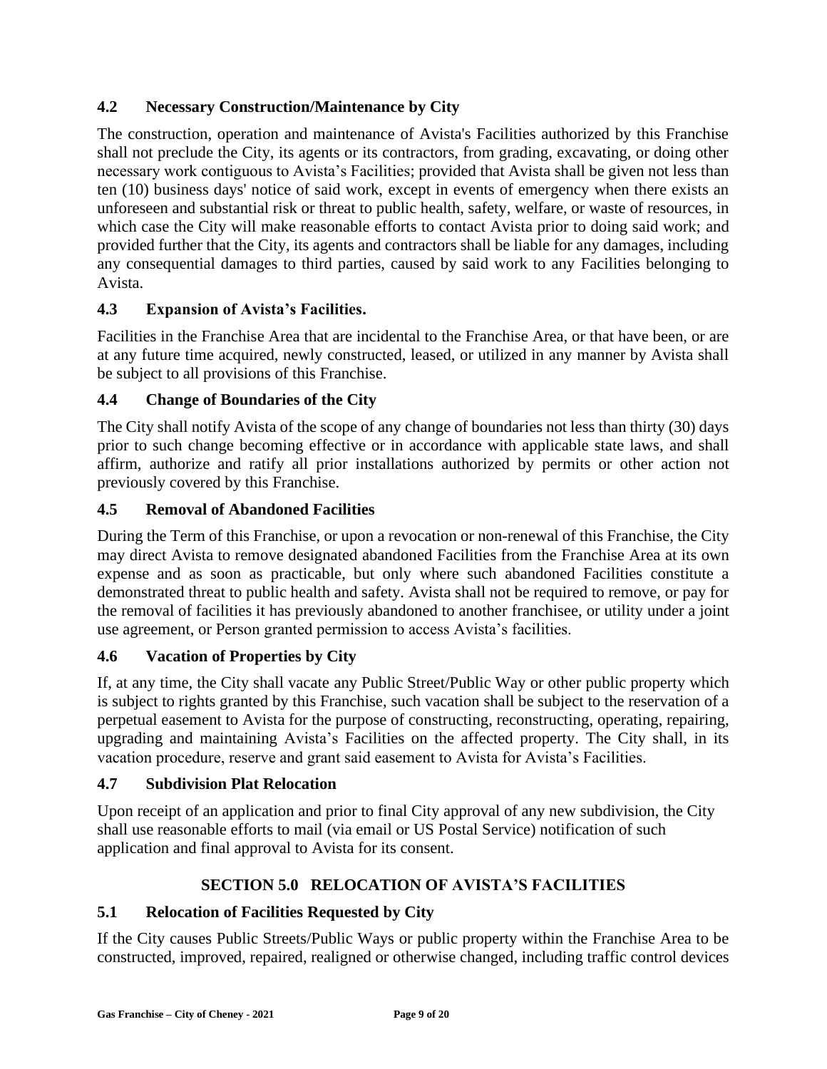### 4.2 Necessary Construction/Maintenance by City

The construction, operation and maintenance of Avista's Facilities authorized by this Franchise shall not preclude the City, its agents or its contractors, from grading, excavating, or doing other necessary work contiguous to Avista's Facilities; provided that Avista shall be given not less than ten (10) business days' notice of said work, except in events of emergency when there exists an unforeseen and substantial risk or threat to public health, safety, welfare, or waste of resources, in which case the City will make reasonable efforts to contact Avista prior to doing said work; and provided further that the City, its agents and contractors shall be liable for any damages, including any consequential damages to third parties, caused by said work to any Facilities belonging to Avista.

### 4.3 Expansion of Avista's Facilities.

Facilities in the Franchise Area that are incidental to the Franchise Area, or that have been, or are at any future time acquired, newly constructed, leased, or utilized in any manner by Avista shall be subject to all provisions of this Franchise.

### 4.4 Change of Boundaries of the City

The City shall notify Avista of the scope of any change of boundaries not less than thirty (30) days prior to such change becoming effective or in accordance with applicable state laws, and shall affirm, authorize and ratify all prior installations authorized by permits or other action not previously covered by this Franchise.

### 4.5 Removal of Abandoned Facilities

During the Term of this Franchise, or upon a revocation or non-renewal of this Franchise, the City may direct Avista to remove designated abandoned Facilities from the Franchise Area at its own expense and as soon as practicable, but only where such abandoned Facilities constitute a demonstrated threat to public health and safety. Avista shall not be required to remove, or pay for the removal of facilities it has previously abandoned to another franchisee, or utility under a joint use agreement, or Person granted permission to access Avista's facilities.

### 4.6 Vacation of Properties by City

If, at any time, the City shall vacate any Public Street/Public Way or other public property which is subject to rights granted by this Franchise, such vacation shall be subject to the reservation of a perpetual easement to Avista for the purpose of constructing, reconstructing, operating, repairing, upgrading and maintaining Avista's Facilities on the affected property. The City shall, in its vacation procedure, reserve and grant said easement to Avista for Avista's Facilities.

### 4.7 Subdivision Plat Relocation

Upon receipt of an application and prior to final City approval of any new subdivision, the City shall use reasonable efforts to mail (via email or US Postal Service) notification of such application and final approval to Avista for its consent.

## SECTION 5.0 RELOCATION OF AVISTA'S FACILITIES

### 5.1 Relocation of Facilities Requested by City

If the City causes Public Streets/Public Ways or public property within the Franchise Area to be constructed, improved, repaired, realigned or otherwise changed, including traffic control devices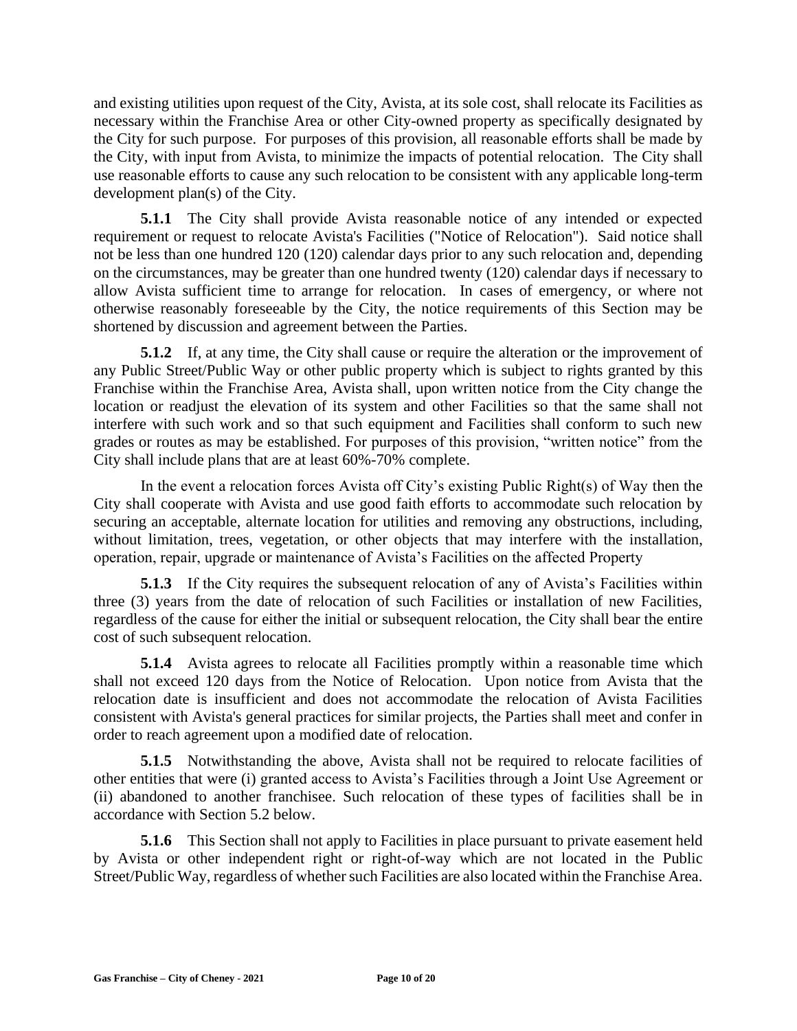and existing utilities upon request of the City, Avista, at its sole cost, shall relocate its Facilities as necessary within the Franchise Area or other City-owned property as specifically designated by the City for such purpose. For purposes of this provision, all reasonable efforts shall be made by the City, with input from Avista, to minimize the impacts of potential relocation. The City shall use reasonable efforts to cause any such relocation to be consistent with any applicable long-term development plan(s) of the City.

**5.1.1** The City shall provide Avista reasonable notice of any intended or expected requirement or request to relocate Avista's Facilities ("Notice of Relocation"). Said notice shall not be less than one hundred 120 (120) calendar days prior to any such relocation and, depending on the circumstances, may be greater than one hundred twenty (120) calendar days if necessary to allow Avista sufficient time to arrange for relocation. In cases of emergency, or where not otherwise reasonably foreseeable by the City, the notice requirements of this Section may be shortened by discussion and agreement between the Parties.

**5.1.2** If, at any time, the City shall cause or require the alteration or the improvement of any Public Street/Public Way or other public property which is subject to rights granted by this Franchise within the Franchise Area, Avista shall, upon written notice from the City change the location or readjust the elevation of its system and other Facilities so that the same shall not interfere with such work and so that such equipment and Facilities shall conform to such new grades or routes as may be established. For purposes of this provision, "written notice" from the City shall include plans that are at least 60%-70% complete.

In the event a relocation forces Avista off City's existing Public Right(s) of Way then the City shall cooperate with Avista and use good faith efforts to accommodate such relocation by securing an acceptable, alternate location for utilities and removing any obstructions, including, without limitation, trees, vegetation, or other objects that may interfere with the installation, operation, repair, upgrade or maintenance of Avista's Facilities on the affected Property

**5.1.3** If the City requires the subsequent relocation of any of Avista's Facilities within three (3) years from the date of relocation of such Facilities or installation of new Facilities, regardless of the cause for either the initial or subsequent relocation, the City shall bear the entire cost of such subsequent relocation.

**5.1.4** Avista agrees to relocate all Facilities promptly within a reasonable time which shall not exceed 120 days from the Notice of Relocation. Upon notice from Avista that the relocation date is insufficient and does not accommodate the relocation of Avista Facilities consistent with Avista's general practices for similar projects, the Parties shall meet and confer in order to reach agreement upon a modified date of relocation.

**5.1.5** Notwithstanding the above, Avista shall not be required to relocate facilities of other entities that were (i) granted access to Avista's Facilities through a Joint Use Agreement or (ii) abandoned to another franchisee. Such relocation of these types of facilities shall be in accordance with Section 5.2 below.

**5.1.6** This Section shall not apply to Facilities in place pursuant to private easement held by Avista or other independent right or right-of-way which are not located in the Public Street/Public Way, regardless of whether such Facilities are also located within the Franchise Area.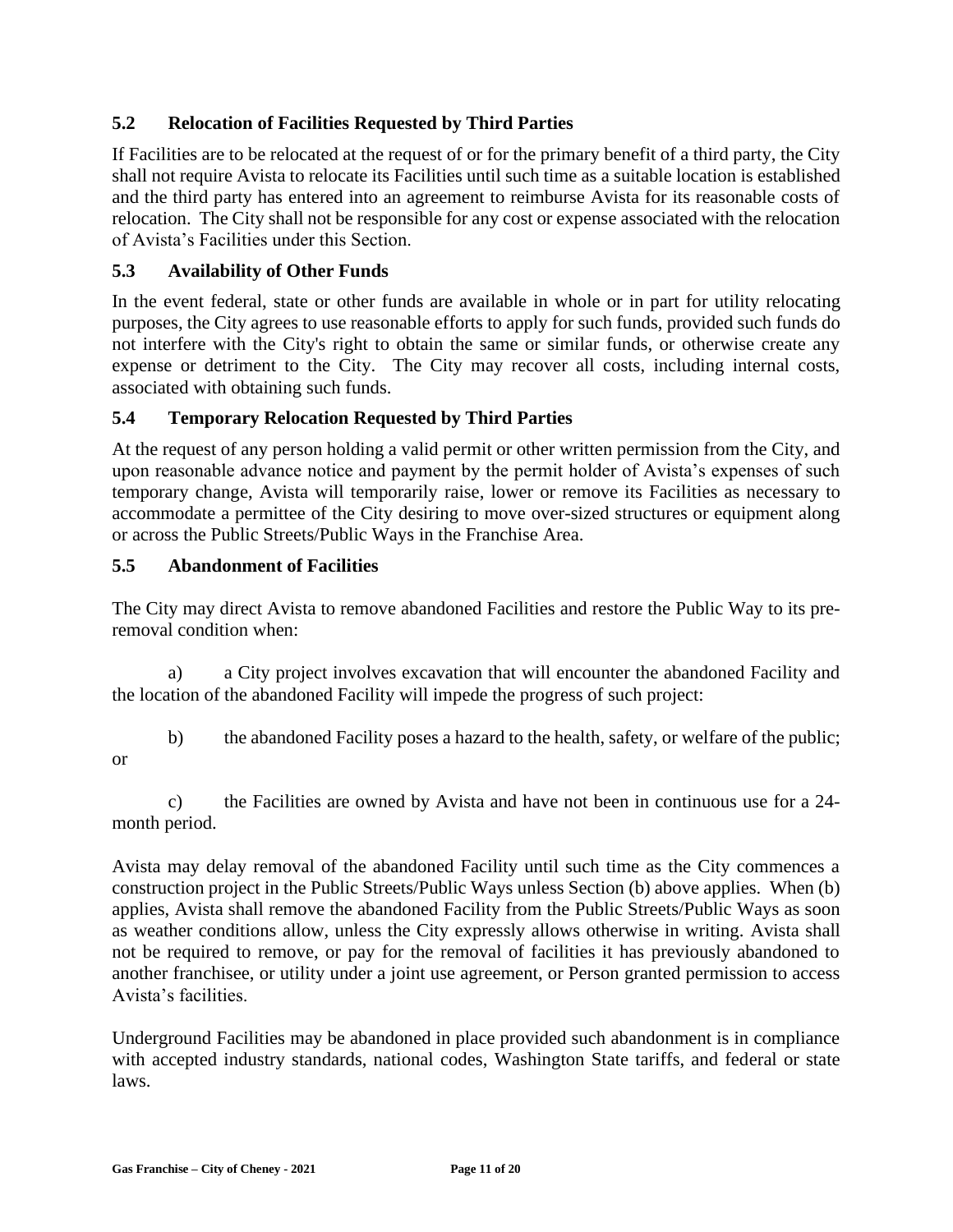## 5.2 Relocation of Facilities Requested by Third Parties

If Facilities are to be relocated at the request of or for the primary benefit of a third party, the City shall not require Avista to relocate its Facilities until such time as a suitable location is established and the third party has entered into an agreement to reimburse Avista for its reasonable costs of relocation. The City shall not be responsible for any cost or expense associated with the relocation of Avista's Facilities under this Section.

## 5.3 Availability of Other Funds

In the event federal, state or other funds are available in whole or in part for utility relocating purposes, the City agrees to use reasonable efforts to apply for such funds, provided such funds do not interfere with the City's right to obtain the same or similar funds, or otherwise create any expense or detriment to the City. The City may recover all costs, including internal costs, associated with obtaining such funds.

## 5.4 Temporary Relocation Requested by Third Parties

At the request of any person holding a valid permit or other written permission from the City, and upon reasonable advance notice and payment by the permit holder of Avista's expenses of such temporary change, Avista will temporarily raise, lower or remove its Facilities as necessary to accommodate a permittee of the City desiring to move over-sized structures or equipment along or across the Public Streets/Public Ways in the Franchise Area.

## 5.5 Abandonment of Facilities

The City may direct Avista to remove abandoned Facilities and restore the Public Way to its pre-removal condition when:

a) a City project involves excavation that will encounter the abandoned Facility and the location of the abandoned Facility will impede the progress of such project:

b) the abandoned Facility poses a hazard to the health, safety, or welfare of the public; or

c) the Facilities are owned by Avista and have not been in continuous use for a 24-month period.

Avista may delay removal of the abandoned Facility until such time as the City commences a construction project in the Public Streets/Public Ways unless Section (b) above applies. When (b) applies, Avista shall remove the abandoned Facility from the Public Streets/Public Ways as soon as weather conditions allow, unless the City expressly allows otherwise in writing. Avista shall not be required to remove, or pay for the removal of facilities it has previously abandoned to another franchisee, or utility under a joint use agreement, or Person granted permission to access Avista's facilities.

Underground Facilities may be abandoned in place provided such abandonment is in compliance with accepted industry standards, national codes, Washington State tariffs, and federal or state laws.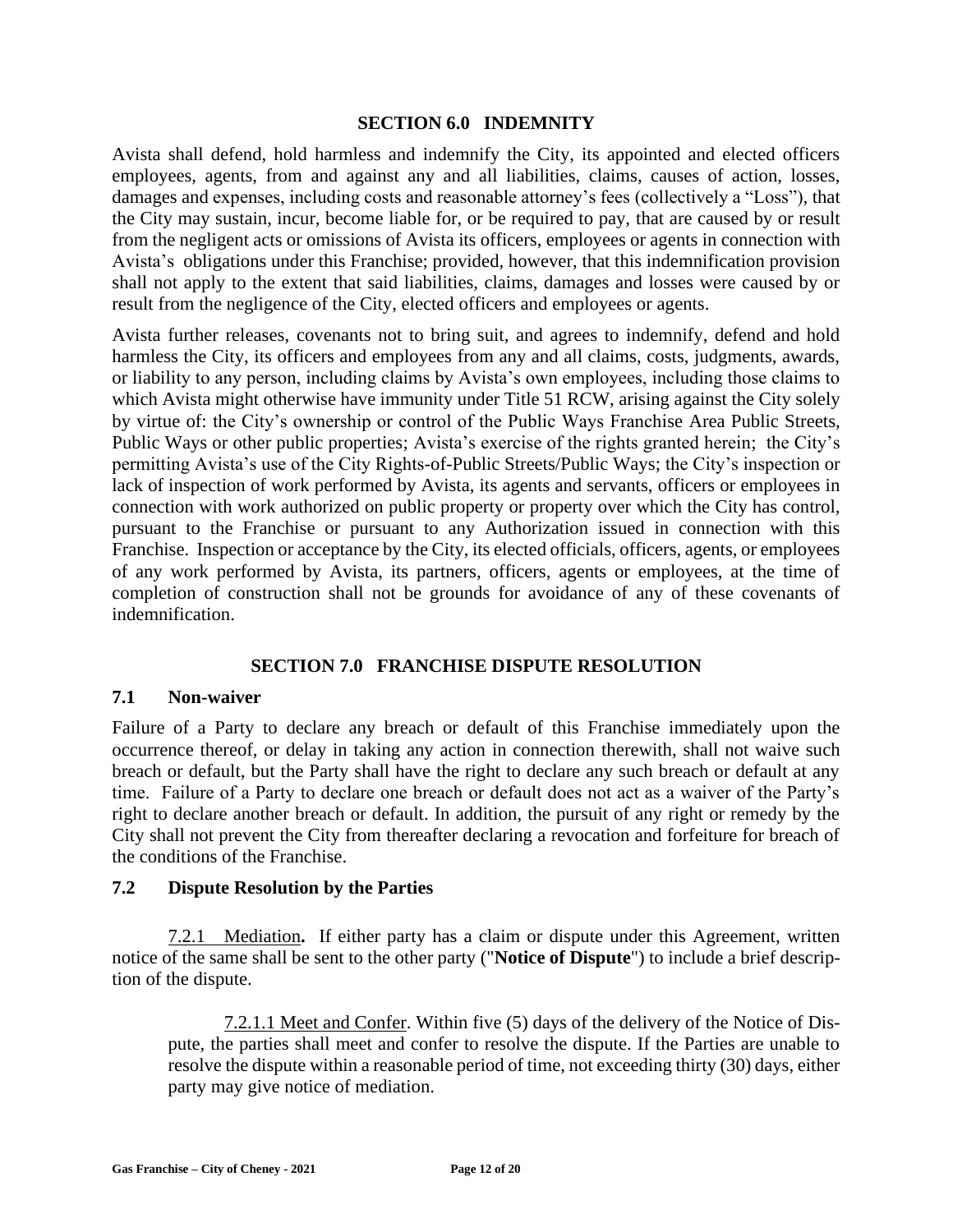## SECTION 6.0 INDEMNITY

Avista shall defend, hold harmless and indemnify the City, its appointed and elected officers employees, agents, from and against any and all liabilities, claims, causes of action, losses, damages and expenses, including costs and reasonable attorney's fees (collectively a "Loss"), that the City may sustain, incur, become liable for, or be required to pay, that are caused by or result from the negligent acts or omissions of Avista its officers, employees or agents in connection with Avista's obligations under this Franchise; provided, however, that this indemnification provision shall not apply to the extent that said liabilities, claims, damages and losses were caused by or result from the negligence of the City, elected officers and employees or agents.

Avista further releases, covenants not to bring suit, and agrees to indemnify, defend and hold harmless the City, its officers and employees from any and all claims, costs, judgments, awards, or liability to any person, including claims by Avista's own employees, including those claims to which Avista might otherwise have immunity under Title 51 RCW, arising against the City solely by virtue of: the City's ownership or control of the Public Ways Franchise Area Public Streets, Public Ways or other public properties; Avista's exercise of the rights granted herein; the City's permitting Avista's use of the City Rights-of-Public Streets/Public Ways; the City's inspection or lack of inspection of work performed by Avista, its agents and servants, officers or employees in connection with work authorized on public property or property over which the City has control, pursuant to the Franchise or pursuant to any Authorization issued in connection with this Franchise. Inspection or acceptance by the City, its elected officials, officers, agents, or employees of any work performed by Avista, its partners, officers, agents or employees, at the time of completion of construction shall not be grounds for avoidance of any of these covenants of indemnification.

## SECTION 7.0 FRANCHISE DISPUTE RESOLUTION

### 7.1 Non-waiver

Failure of a Party to declare any breach or default of this Franchise immediately upon the occurrence thereof, or delay in taking any action in connection therewith, shall not waive such breach or default, but the Party shall have the right to declare any such breach or default at any time. Failure of a Party to declare one breach or default does not act as a waiver of the Party's right to declare another breach or default. In addition, the pursuit of any right or remedy by the City shall not prevent the City from thereafter declaring a revocation and forfeiture for breach of the conditions of the Franchise.

### 7.2 Dispute Resolution by the Parties

7.2.1 Mediation**.** If either party has a claim or dispute under this Agreement, written notice of the same shall be sent to the other party ("**Notice of Dispute**") to include a brief description of the dispute.

7.2.1.1 Meet and Confer. Within five (5) days of the delivery of the Notice of Dispute, the parties shall meet and confer to resolve the dispute. If the Parties are unable to resolve the dispute within a reasonable period of time, not exceeding thirty (30) days, either party may give notice of mediation.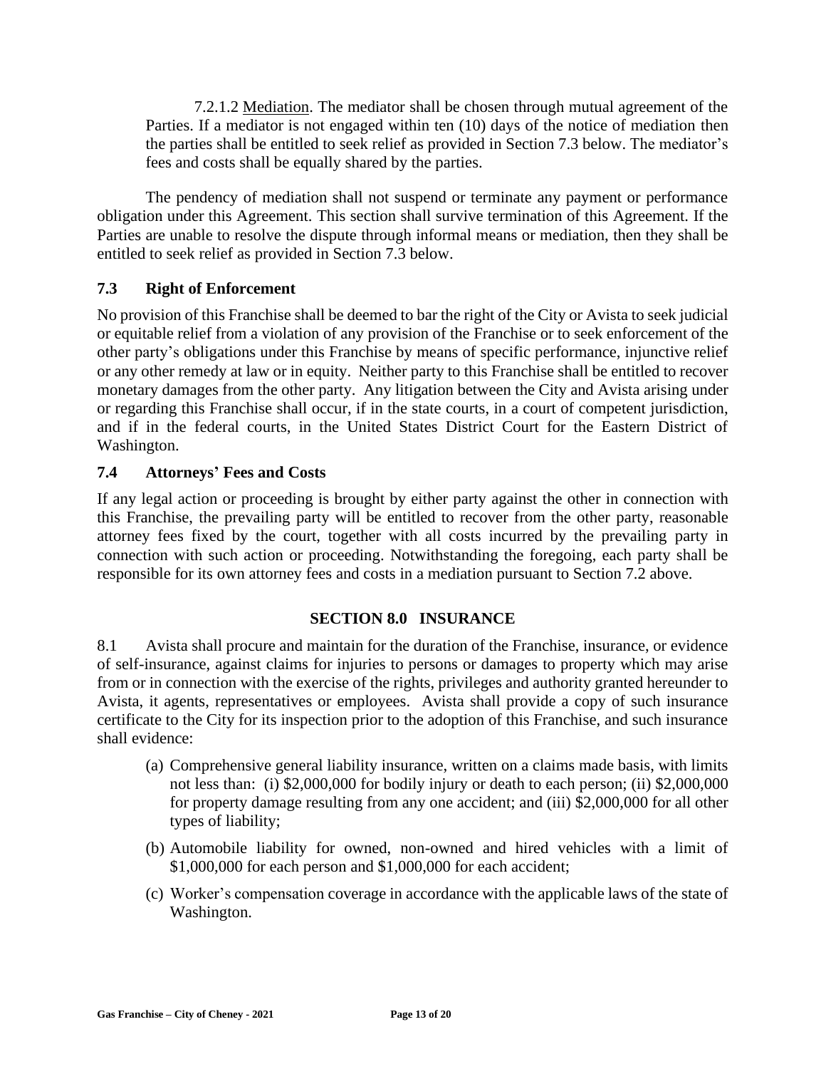7.2.1.2 Mediation. The mediator shall be chosen through mutual agreement of the Parties. If a mediator is not engaged within ten (10) days of the notice of mediation then the parties shall be entitled to seek relief as provided in Section 7.3 below. The mediator's fees and costs shall be equally shared by the parties.

The pendency of mediation shall not suspend or terminate any payment or performance obligation under this Agreement. This section shall survive termination of this Agreement. If the Parties are unable to resolve the dispute through informal means or mediation, then they shall be entitled to seek relief as provided in Section 7.3 below.

### 7.3 Right of Enforcement

No provision of this Franchise shall be deemed to bar the right of the City or Avista to seek judicial or equitable relief from a violation of any provision of the Franchise or to seek enforcement of the other party's obligations under this Franchise by means of specific performance, injunctive relief or any other remedy at law or in equity. Neither party to this Franchise shall be entitled to recover monetary damages from the other party. Any litigation between the City and Avista arising under or regarding this Franchise shall occur, if in the state courts, in a court of competent jurisdiction, and if in the federal courts, in the United States District Court for the Eastern District of Washington.

### 7.4 Attorneys' Fees and Costs

If any legal action or proceeding is brought by either party against the other in connection with this Franchise, the prevailing party will be entitled to recover from the other party, reasonable attorney fees fixed by the court, together with all costs incurred by the prevailing party in connection with such action or proceeding. Notwithstanding the foregoing, each party shall be responsible for its own attorney fees and costs in a mediation pursuant to Section 7.2 above.

## SECTION 8.0 INSURANCE

8.1 Avista shall procure and maintain for the duration of the Franchise, insurance, or evidence of self-insurance, against claims for injuries to persons or damages to property which may arise from or in connection with the exercise of the rights, privileges and authority granted hereunder to Avista, it agents, representatives or employees. Avista shall provide a copy of such insurance certificate to the City for its inspection prior to the adoption of this Franchise, and such insurance shall evidence:

(a) Comprehensive general liability insurance, written on a claims made basis, with limits not less than: (i) $2,000,000 for bodily injury or death to each person; (ii) $2,000,000 for property damage resulting from any one accident; and (iii) $2,000,000 for all other types of liability;

(b) Automobile liability for owned, non-owned and hired vehicles with a limit of $1,000,000 for each person and $1,000,000 for each accident;

(c) Worker's compensation coverage in accordance with the applicable laws of the state of Washington.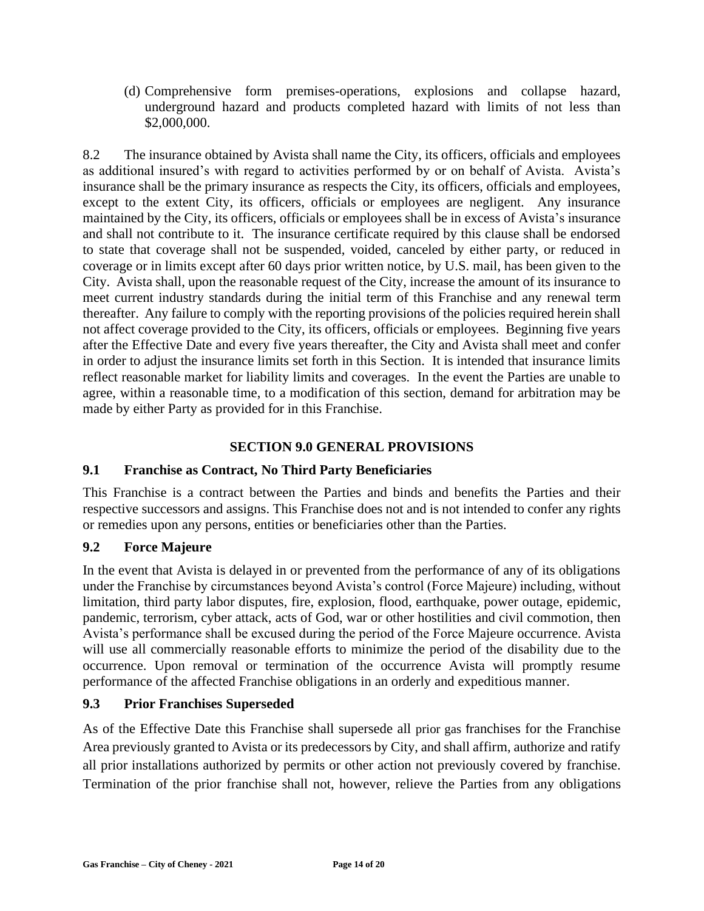(d) Comprehensive form premises-operations, explosions and collapse hazard, underground hazard and products completed hazard with limits of not less than $2,000,000.

8.2 The insurance obtained by Avista shall name the City, its officers, officials and employees as additional insured's with regard to activities performed by or on behalf of Avista. Avista's insurance shall be the primary insurance as respects the City, its officers, officials and employees, except to the extent City, its officers, officials or employees are negligent. Any insurance maintained by the City, its officers, officials or employees shall be in excess of Avista's insurance and shall not contribute to it. The insurance certificate required by this clause shall be endorsed to state that coverage shall not be suspended, voided, canceled by either party, or reduced in coverage or in limits except after 60 days prior written notice, by U.S. mail, has been given to the City. Avista shall, upon the reasonable request of the City, increase the amount of its insurance to meet current industry standards during the initial term of this Franchise and any renewal term thereafter. Any failure to comply with the reporting provisions of the policies required herein shall not affect coverage provided to the City, its officers, officials or employees. Beginning five years after the Effective Date and every five years thereafter, the City and Avista shall meet and confer in order to adjust the insurance limits set forth in this Section. It is intended that insurance limits reflect reasonable market for liability limits and coverages. In the event the Parties are unable to agree, within a reasonable time, to a modification of this section, demand for arbitration may be made by either Party as provided for in this Franchise.

## SECTION 9.0 GENERAL PROVISIONS

### 9.1 Franchise as Contract, No Third Party Beneficiaries

This Franchise is a contract between the Parties and binds and benefits the Parties and their respective successors and assigns. This Franchise does not and is not intended to confer any rights or remedies upon any persons, entities or beneficiaries other than the Parties.

### 9.2 Force Majeure

In the event that Avista is delayed in or prevented from the performance of any of its obligations under the Franchise by circumstances beyond Avista's control (Force Majeure) including, without limitation, third party labor disputes, fire, explosion, flood, earthquake, power outage, epidemic, pandemic, terrorism, cyber attack, acts of God, war or other hostilities and civil commotion, then Avista's performance shall be excused during the period of the Force Majeure occurrence. Avista will use all commercially reasonable efforts to minimize the period of the disability due to the occurrence. Upon removal or termination of the occurrence Avista will promptly resume performance of the affected Franchise obligations in an orderly and expeditious manner.

### 9.3 Prior Franchises Superseded

As of the Effective Date this Franchise shall supersede all prior gas franchises for the Franchise Area previously granted to Avista or its predecessors by City, and shall affirm, authorize and ratify all prior installations authorized by permits or other action not previously covered by franchise. Termination of the prior franchise shall not, however, relieve the Parties from any obligations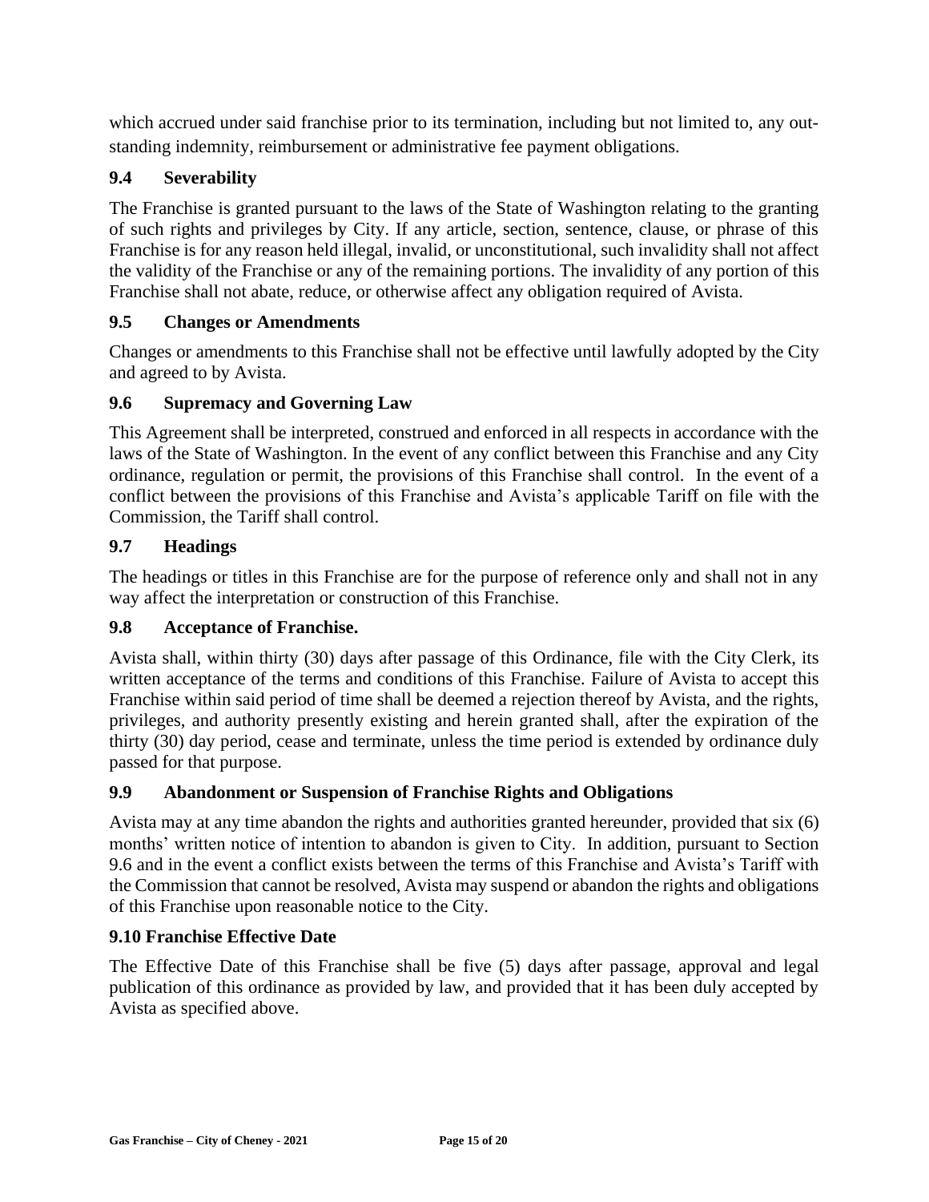which accrued under said franchise prior to its termination, including but not limited to, any out-standing indemnity, reimbursement or administrative fee payment obligations.

### 9.4 Severability

The Franchise is granted pursuant to the laws of the State of Washington relating to the granting of such rights and privileges by City. If any article, section, sentence, clause, or phrase of this Franchise is for any reason held illegal, invalid, or unconstitutional, such invalidity shall not affect the validity of the Franchise or any of the remaining portions. The invalidity of any portion of this Franchise shall not abate, reduce, or otherwise affect any obligation required of Avista.

### 9.5 Changes or Amendments

Changes or amendments to this Franchise shall not be effective until lawfully adopted by the City and agreed to by Avista.

### 9.6 Supremacy and Governing Law

This Agreement shall be interpreted, construed and enforced in all respects in accordance with the laws of the State of Washington. In the event of any conflict between this Franchise and any City ordinance, regulation or permit, the provisions of this Franchise shall control. In the event of a conflict between the provisions of this Franchise and Avista's applicable Tariff on file with the Commission, the Tariff shall control.

### 9.7 Headings

The headings or titles in this Franchise are for the purpose of reference only and shall not in any way affect the interpretation or construction of this Franchise.

### 9.8 Acceptance of Franchise.

Avista shall, within thirty (30) days after passage of this Ordinance, file with the City Clerk, its written acceptance of the terms and conditions of this Franchise. Failure of Avista to accept this Franchise within said period of time shall be deemed a rejection thereof by Avista, and the rights, privileges, and authority presently existing and herein granted shall, after the expiration of the thirty (30) day period, cease and terminate, unless the time period is extended by ordinance duly passed for that purpose.

### 9.9 Abandonment or Suspension of Franchise Rights and Obligations

Avista may at any time abandon the rights and authorities granted hereunder, provided that six (6) months' written notice of intention to abandon is given to City. In addition, pursuant to Section 9.6 and in the event a conflict exists between the terms of this Franchise and Avista's Tariff with the Commission that cannot be resolved, Avista may suspend or abandon the rights and obligations of this Franchise upon reasonable notice to the City.

### 9.10 Franchise Effective Date

The Effective Date of this Franchise shall be five (5) days after passage, approval and legal publication of this ordinance as provided by law, and provided that it has been duly accepted by Avista as specified above.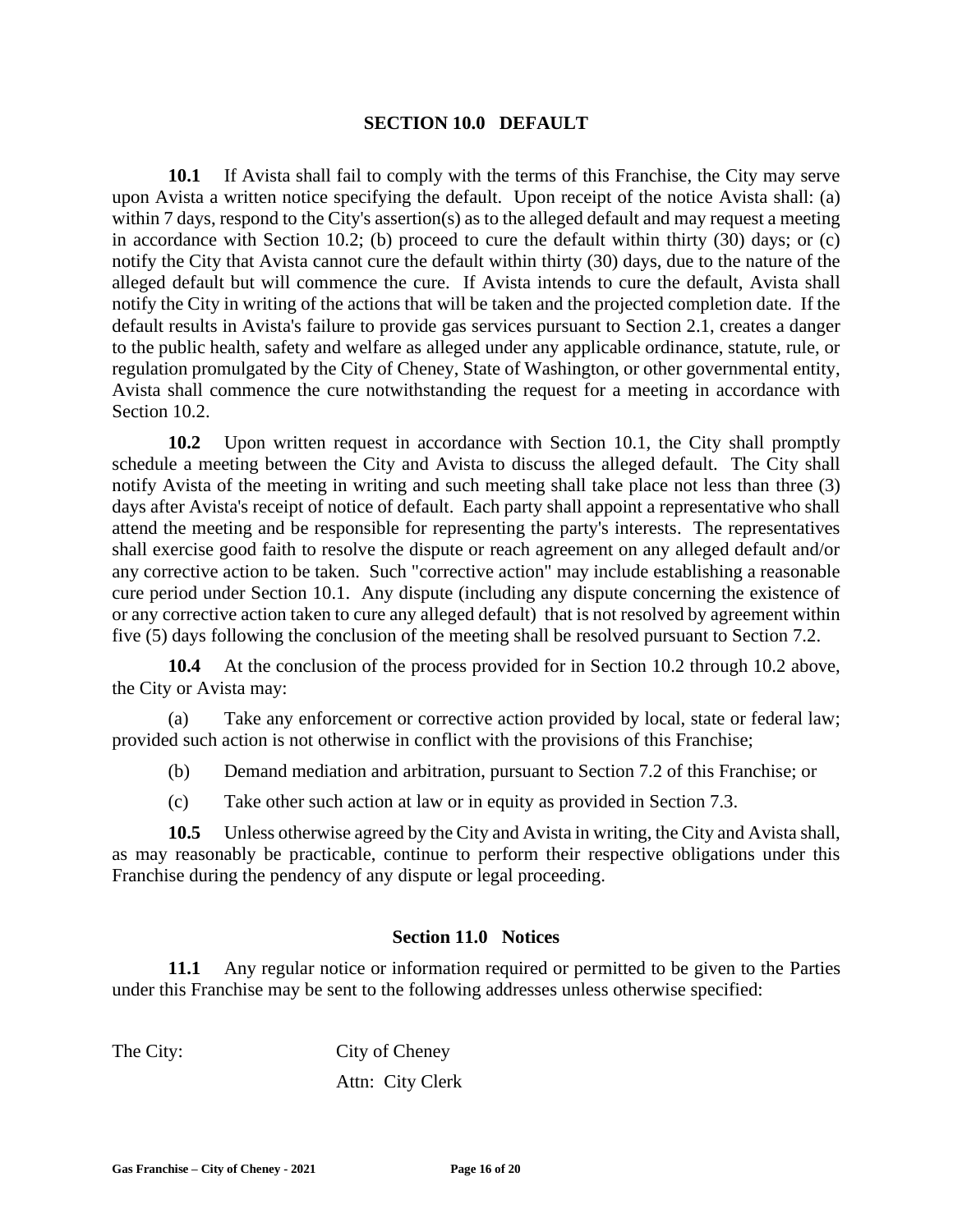## SECTION 10.0 DEFAULT

**10.1** If Avista shall fail to comply with the terms of this Franchise, the City may serve upon Avista a written notice specifying the default. Upon receipt of the notice Avista shall: (a) within 7 days, respond to the City's assertion(s) as to the alleged default and may request a meeting in accordance with Section 10.2; (b) proceed to cure the default within thirty (30) days; or (c) notify the City that Avista cannot cure the default within thirty (30) days, due to the nature of the alleged default but will commence the cure. If Avista intends to cure the default, Avista shall notify the City in writing of the actions that will be taken and the projected completion date. If the default results in Avista's failure to provide gas services pursuant to Section 2.1, creates a danger to the public health, safety and welfare as alleged under any applicable ordinance, statute, rule, or regulation promulgated by the City of Cheney, State of Washington, or other governmental entity, Avista shall commence the cure notwithstanding the request for a meeting in accordance with Section 10.2.

**10.2** Upon written request in accordance with Section 10.1, the City shall promptly schedule a meeting between the City and Avista to discuss the alleged default. The City shall notify Avista of the meeting in writing and such meeting shall take place not less than three (3) days after Avista's receipt of notice of default. Each party shall appoint a representative who shall attend the meeting and be responsible for representing the party's interests. The representatives shall exercise good faith to resolve the dispute or reach agreement on any alleged default and/or any corrective action to be taken. Such "corrective action" may include establishing a reasonable cure period under Section 10.1. Any dispute (including any dispute concerning the existence of or any corrective action taken to cure any alleged default) that is not resolved by agreement within five (5) days following the conclusion of the meeting shall be resolved pursuant to Section 7.2.

**10.4** At the conclusion of the process provided for in Section 10.2 through 10.2 above, the City or Avista may:

(a) Take any enforcement or corrective action provided by local, state or federal law; provided such action is not otherwise in conflict with the provisions of this Franchise;

(b) Demand mediation and arbitration, pursuant to Section 7.2 of this Franchise; or

(c) Take other such action at law or in equity as provided in Section 7.3.

**10.5** Unless otherwise agreed by the City and Avista in writing, the City and Avista shall, as may reasonably be practicable, continue to perform their respective obligations under this Franchise during the pendency of any dispute or legal proceeding.

## Section 11.0 Notices

**11.1** Any regular notice or information required or permitted to be given to the Parties under this Franchise may be sent to the following addresses unless otherwise specified:

The City: City of Cheney
Attn: City Clerk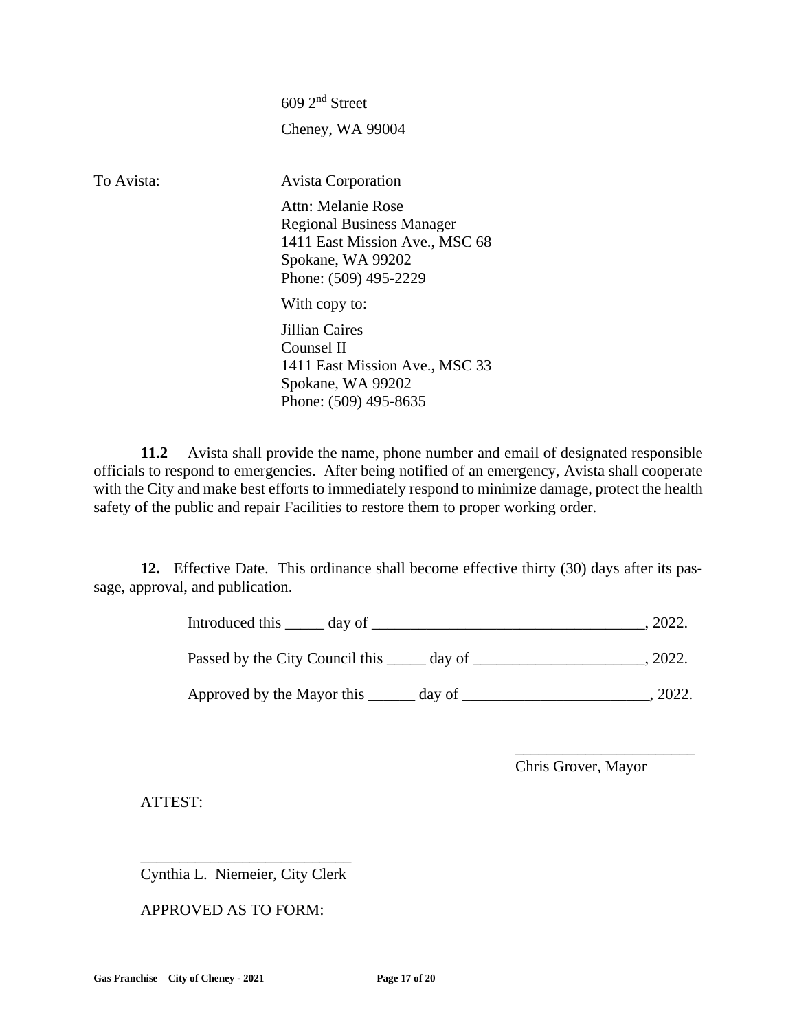609 2nd Street

Cheney, WA 99004

To Avista: Avista Corporation

Attn: Melanie Rose
Regional Business Manager
1411 East Mission Ave., MSC 68
Spokane, WA 99202
Phone: (509) 495-2229

With copy to:

Jillian Caires
Counsel II
1411 East Mission Ave., MSC 33
Spokane, WA 99202
Phone: (509) 495-8635

**11.2** Avista shall provide the name, phone number and email of designated responsible officials to respond to emergencies. After being notified of an emergency, Avista shall cooperate with the City and make best efforts to immediately respond to minimize damage, protect the health safety of the public and repair Facilities to restore them to proper working order.

**12.** Effective Date. This ordinance shall become effective thirty (30) days after its passage, approval, and publication.

Introduced this _____ day of ___________________________________, 2022.

Passed by the City Council this _____ day of ______________________, 2022.

Approved by the Mayor this ______ day of ________________________, 2022.

_______________________
Chris Grover, Mayor

ATTEST:

___________________________
Cynthia L. Niemeier, City Clerk

APPROVED AS TO FORM: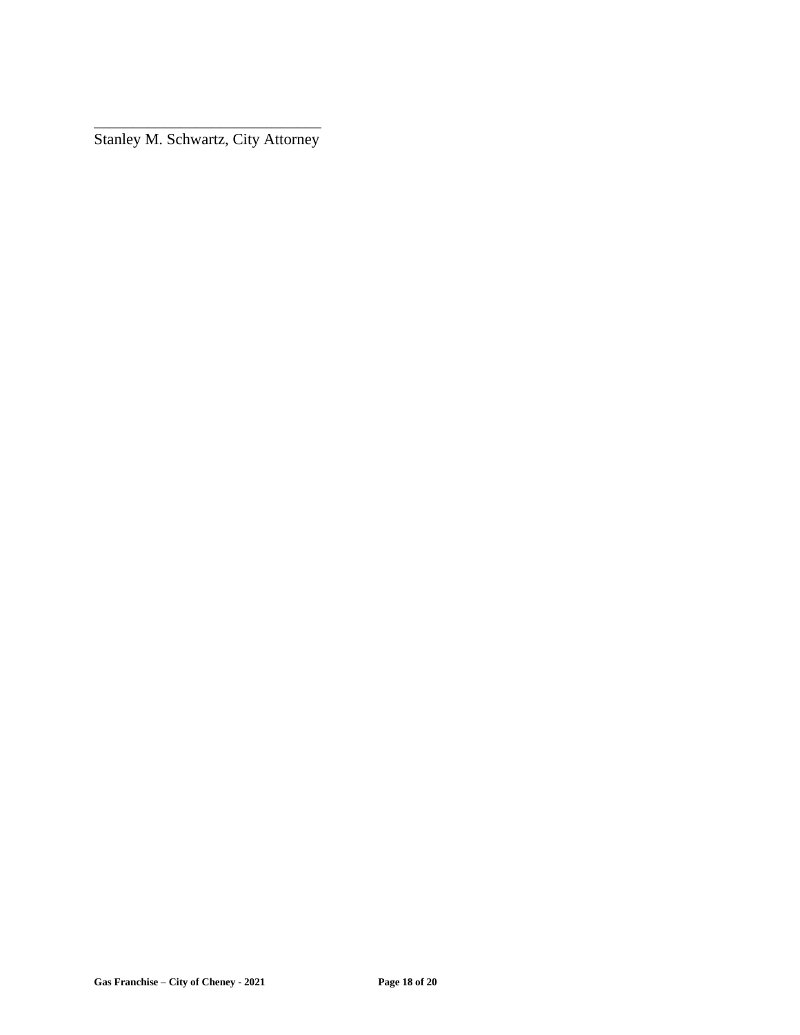\_\_\_\_\_\_\_\_\_\_\_\_\_\_\_\_\_\_\_\_\_\_\_\_\_\_\_\_\_\_\_\_

Stanley M. Schwartz, City Attorney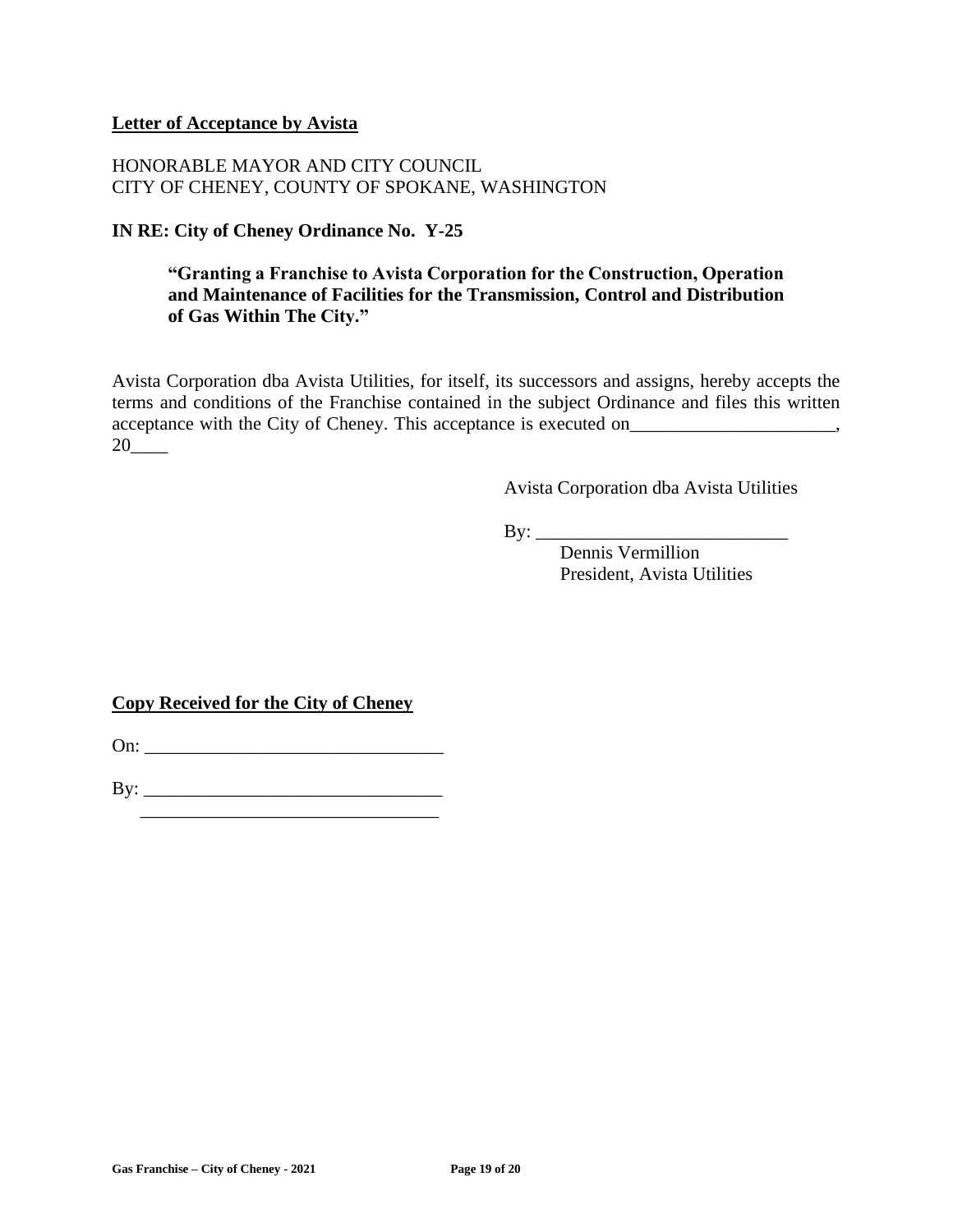**Letter of Acceptance by Avista**

HONORABLE MAYOR AND CITY COUNCIL
CITY OF CHENEY, COUNTY OF SPOKANE, WASHINGTON

**IN RE: City of Cheney Ordinance No. Y-25**

> **"Granting a Franchise to Avista Corporation for the Construction, Operation and Maintenance of Facilities for the Transmission, Control and Distribution of Gas Within The City."**

Avista Corporation dba Avista Utilities, for itself, its successors and assigns, hereby accepts the terms and conditions of the Franchise contained in the subject Ordinance and files this written acceptance with the City of Cheney. This acceptance is executed on______________________, 20____

Avista Corporation dba Avista Utilities

By: ___________________________
Dennis Vermillion
President, Avista Utilities

**Copy Received for the City of Cheney**

On: ________________________________

By: ________________________________
________________________________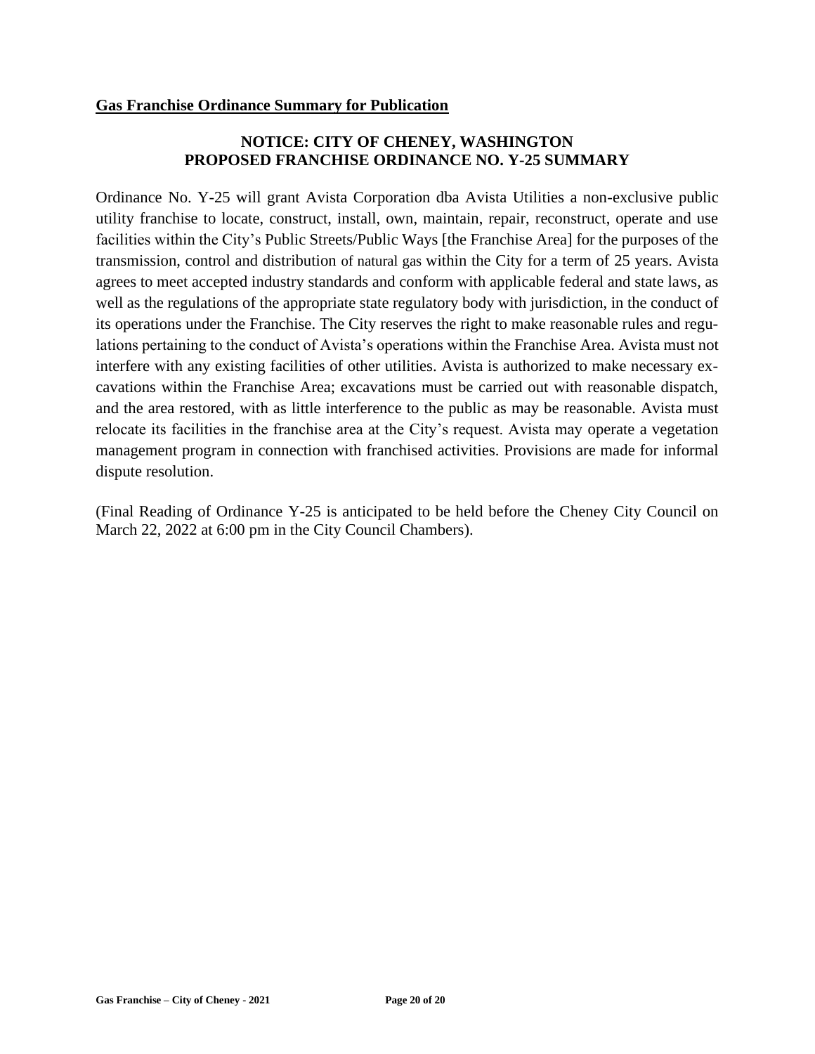**Gas Franchise Ordinance Summary for Publication**

**NOTICE: CITY OF CHENEY, WASHINGTON**
**PROPOSED FRANCHISE ORDINANCE NO. Y-25 SUMMARY**

Ordinance No. Y-25 will grant Avista Corporation dba Avista Utilities a non-exclusive public utility franchise to locate, construct, install, own, maintain, repair, reconstruct, operate and use facilities within the City's Public Streets/Public Ways [the Franchise Area] for the purposes of the transmission, control and distribution of natural gas within the City for a term of 25 years. Avista agrees to meet accepted industry standards and conform with applicable federal and state laws, as well as the regulations of the appropriate state regulatory body with jurisdiction, in the conduct of its operations under the Franchise. The City reserves the right to make reasonable rules and regulations pertaining to the conduct of Avista's operations within the Franchise Area. Avista must not interfere with any existing facilities of other utilities. Avista is authorized to make necessary excavations within the Franchise Area; excavations must be carried out with reasonable dispatch, and the area restored, with as little interference to the public as may be reasonable. Avista must relocate its facilities in the franchise area at the City's request. Avista may operate a vegetation management program in connection with franchised activities. Provisions are made for informal dispute resolution.

(Final Reading of Ordinance Y-25 is anticipated to be held before the Cheney City Council on March 22, 2022 at 6:00 pm in the City Council Chambers).